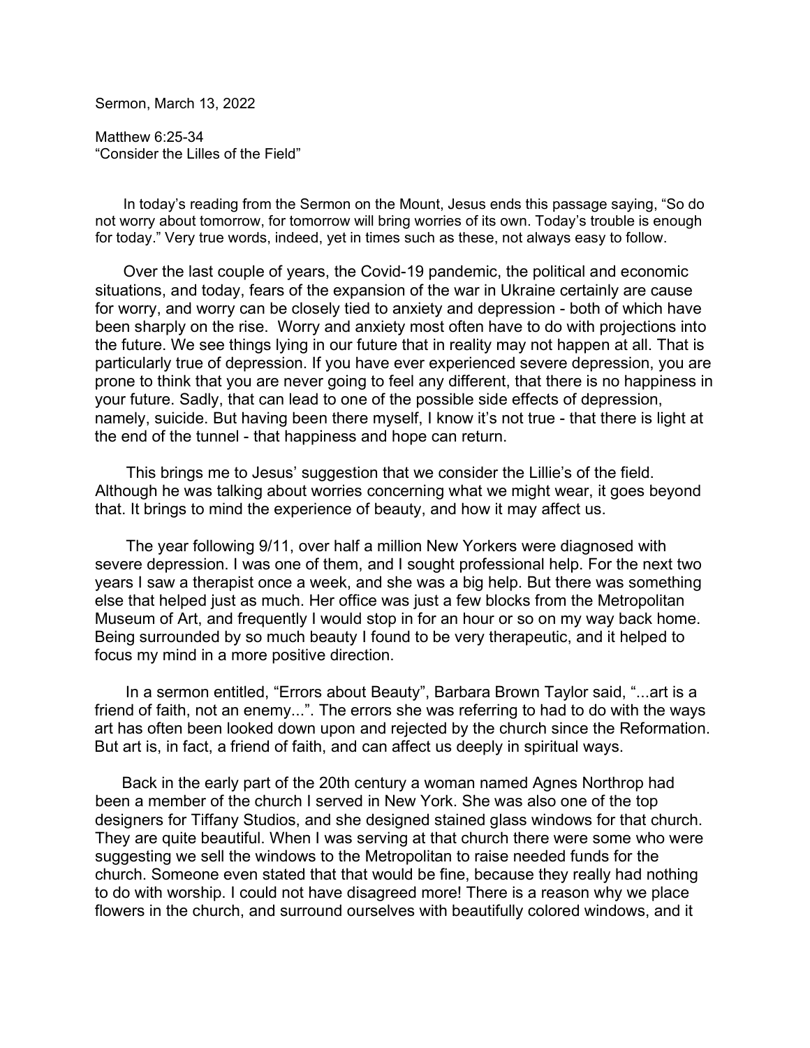Sermon, March 13, 2022

Matthew 6:25-34
"Consider the Lilles of the Field"

In today's reading from the Sermon on the Mount, Jesus ends this passage saying, "So do not worry about tomorrow, for tomorrow will bring worries of its own. Today's trouble is enough for today." Very true words, indeed, yet in times such as these, not always easy to follow.

Over the last couple of years, the Covid-19 pandemic, the political and economic situations, and today, fears of the expansion of the war in Ukraine certainly are cause for worry, and worry can be closely tied to anxiety and depression - both of which have been sharply on the rise. Worry and anxiety most often have to do with projections into the future. We see things lying in our future that in reality may not happen at all. That is particularly true of depression. If you have ever experienced severe depression, you are prone to think that you are never going to feel any different, that there is no happiness in your future. Sadly, that can lead to one of the possible side effects of depression, namely, suicide. But having been there myself, I know it's not true - that there is light at the end of the tunnel - that happiness and hope can return.

This brings me to Jesus' suggestion that we consider the Lillie's of the field. Although he was talking about worries concerning what we might wear, it goes beyond that. It brings to mind the experience of beauty, and how it may affect us.

The year following 9/11, over half a million New Yorkers were diagnosed with severe depression. I was one of them, and I sought professional help. For the next two years I saw a therapist once a week, and she was a big help. But there was something else that helped just as much. Her office was just a few blocks from the Metropolitan Museum of Art, and frequently I would stop in for an hour or so on my way back home. Being surrounded by so much beauty I found to be very therapeutic, and it helped to focus my mind in a more positive direction.

In a sermon entitled, "Errors about Beauty", Barbara Brown Taylor said, "...art is a friend of faith, not an enemy...". The errors she was referring to had to do with the ways art has often been looked down upon and rejected by the church since the Reformation. But art is, in fact, a friend of faith, and can affect us deeply in spiritual ways.

Back in the early part of the 20th century a woman named Agnes Northrop had been a member of the church I served in New York. She was also one of the top designers for Tiffany Studios, and she designed stained glass windows for that church. They are quite beautiful. When I was serving at that church there were some who were suggesting we sell the windows to the Metropolitan to raise needed funds for the church. Someone even stated that that would be fine, because they really had nothing to do with worship. I could not have disagreed more! There is a reason why we place flowers in the church, and surround ourselves with beautifully colored windows, and it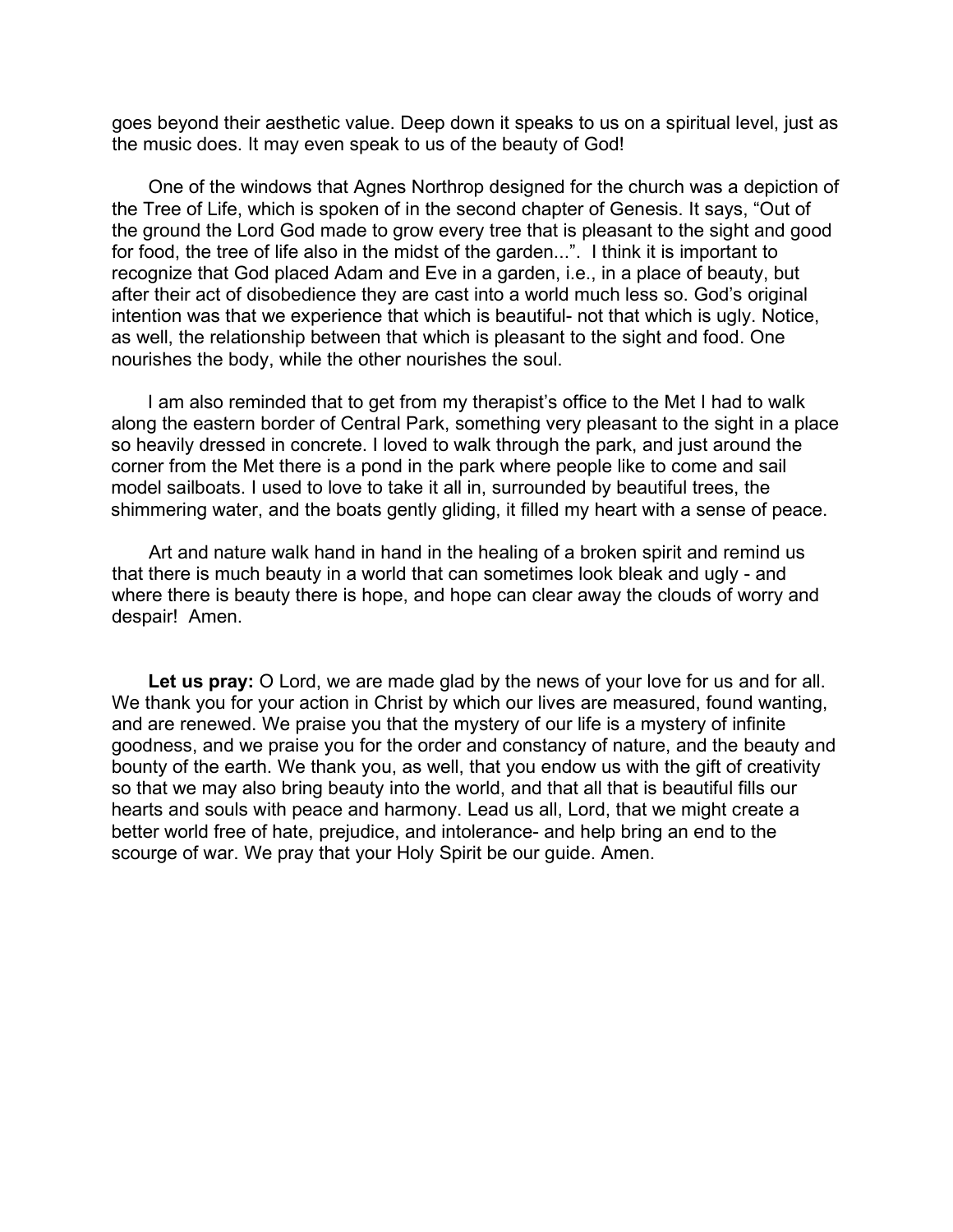goes beyond their aesthetic value. Deep down it speaks to us on a spiritual level, just as the music does. It may even speak to us of the beauty of God!

One of the windows that Agnes Northrop designed for the church was a depiction of the Tree of Life, which is spoken of in the second chapter of Genesis. It says, "Out of the ground the Lord God made to grow every tree that is pleasant to the sight and good for food, the tree of life also in the midst of the garden...". I think it is important to recognize that God placed Adam and Eve in a garden, i.e., in a place of beauty, but after their act of disobedience they are cast into a world much less so. God's original intention was that we experience that which is beautiful- not that which is ugly. Notice, as well, the relationship between that which is pleasant to the sight and food. One nourishes the body, while the other nourishes the soul.

I am also reminded that to get from my therapist's office to the Met I had to walk along the eastern border of Central Park, something very pleasant to the sight in a place so heavily dressed in concrete. I loved to walk through the park, and just around the corner from the Met there is a pond in the park where people like to come and sail model sailboats. I used to love to take it all in, surrounded by beautiful trees, the shimmering water, and the boats gently gliding, it filled my heart with a sense of peace.

Art and nature walk hand in hand in the healing of a broken spirit and remind us that there is much beauty in a world that can sometimes look bleak and ugly - and where there is beauty there is hope, and hope can clear away the clouds of worry and despair! Amen.

**Let us pray:** O Lord, we are made glad by the news of your love for us and for all. We thank you for your action in Christ by which our lives are measured, found wanting, and are renewed. We praise you that the mystery of our life is a mystery of infinite goodness, and we praise you for the order and constancy of nature, and the beauty and bounty of the earth. We thank you, as well, that you endow us with the gift of creativity so that we may also bring beauty into the world, and that all that is beautiful fills our hearts and souls with peace and harmony. Lead us all, Lord, that we might create a better world free of hate, prejudice, and intolerance- and help bring an end to the scourge of war. We pray that your Holy Spirit be our guide. Amen.